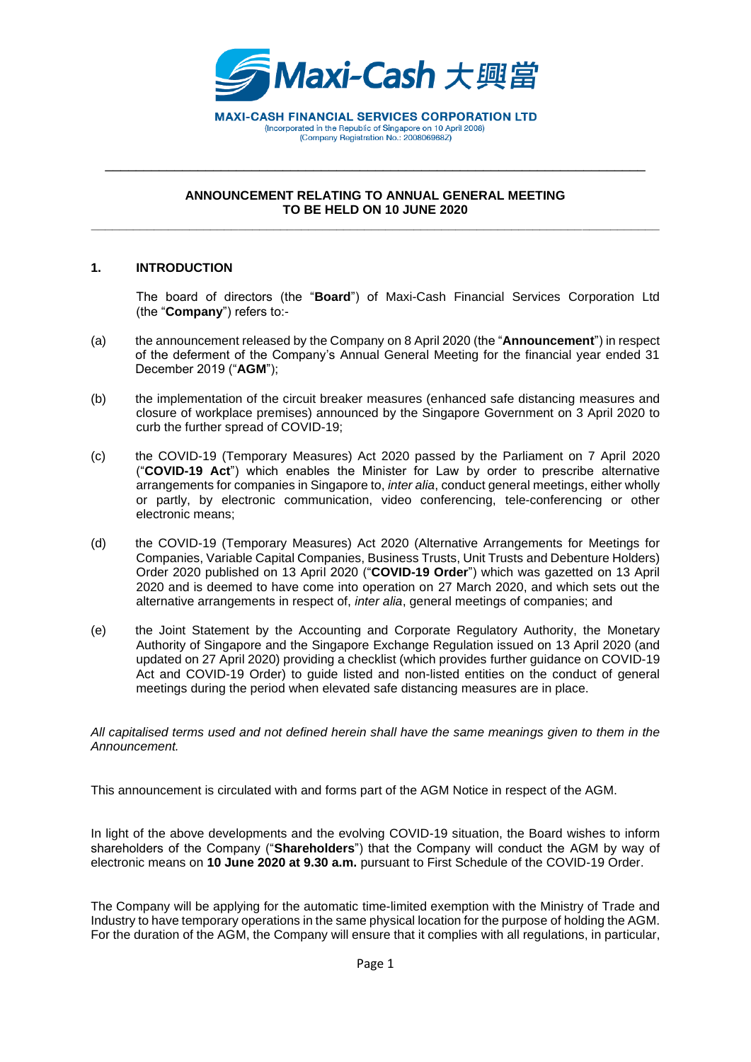**MAXI-CASH FINANCIAL SERVICES CORPORATION LTD**
(Incorporated in the Republic of Singapore on 10 April 2008)
(Company Registration No.: 200806968Z)

---

**ANNOUNCEMENT RELATING TO ANNUAL GENERAL MEETING TO BE HELD ON 10 JUNE 2020**

---

## 1. INTRODUCTION

The board of directors (the "**Board**") of Maxi-Cash Financial Services Corporation Ltd (the "**Company**") refers to:-

(a) the announcement released by the Company on 8 April 2020 (the "**Announcement**") in respect of the deferment of the Company's Annual General Meeting for the financial year ended 31 December 2019 ("**AGM**");

(b) the implementation of the circuit breaker measures (enhanced safe distancing measures and closure of workplace premises) announced by the Singapore Government on 3 April 2020 to curb the further spread of COVID-19;

(c) the COVID-19 (Temporary Measures) Act 2020 passed by the Parliament on 7 April 2020 ("**COVID-19 Act**") which enables the Minister for Law by order to prescribe alternative arrangements for companies in Singapore to, *inter alia*, conduct general meetings, either wholly or partly, by electronic communication, video conferencing, tele-conferencing or other electronic means;

(d) the COVID-19 (Temporary Measures) Act 2020 (Alternative Arrangements for Meetings for Companies, Variable Capital Companies, Business Trusts, Unit Trusts and Debenture Holders) Order 2020 published on 13 April 2020 ("**COVID-19 Order**") which was gazetted on 13 April 2020 and is deemed to have come into operation on 27 March 2020, and which sets out the alternative arrangements in respect of, *inter alia*, general meetings of companies; and

(e) the Joint Statement by the Accounting and Corporate Regulatory Authority, the Monetary Authority of Singapore and the Singapore Exchange Regulation issued on 13 April 2020 (and updated on 27 April 2020) providing a checklist (which provides further guidance on COVID-19 Act and COVID-19 Order) to guide listed and non-listed entities on the conduct of general meetings during the period when elevated safe distancing measures are in place.

*All capitalised terms used and not defined herein shall have the same meanings given to them in the Announcement.*

This announcement is circulated with and forms part of the AGM Notice in respect of the AGM.

In light of the above developments and the evolving COVID-19 situation, the Board wishes to inform shareholders of the Company ("**Shareholders**") that the Company will conduct the AGM by way of electronic means on **10 June 2020 at 9.30 a.m.** pursuant to First Schedule of the COVID-19 Order.

The Company will be applying for the automatic time-limited exemption with the Ministry of Trade and Industry to have temporary operations in the same physical location for the purpose of holding the AGM. For the duration of the AGM, the Company will ensure that it complies with all regulations, in particular,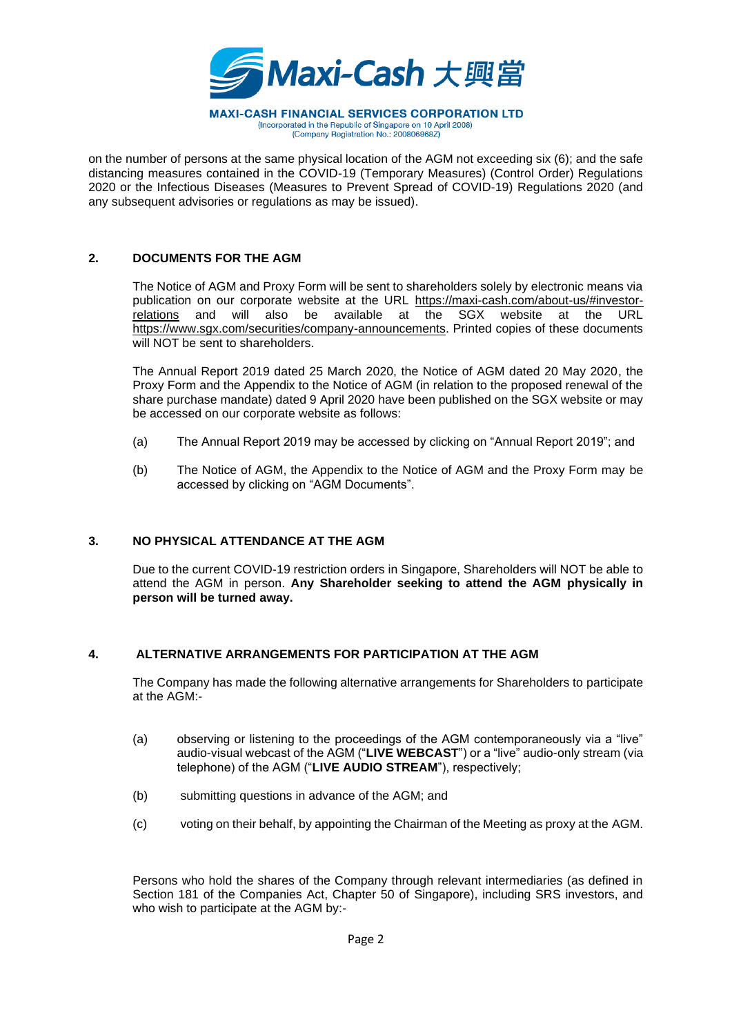on the number of persons at the same physical location of the AGM not exceeding six (6); and the safe distancing measures contained in the COVID-19 (Temporary Measures) (Control Order) Regulations 2020 or the Infectious Diseases (Measures to Prevent Spread of COVID-19) Regulations 2020 (and any subsequent advisories or regulations as may be issued).

## 2. DOCUMENTS FOR THE AGM

The Notice of AGM and Proxy Form will be sent to shareholders solely by electronic means via publication on our corporate website at the URL https://maxi-cash.com/about-us/#investor-relations and will also be available at the SGX website at the URL https://www.sgx.com/securities/company-announcements. Printed copies of these documents will NOT be sent to shareholders.

The Annual Report 2019 dated 25 March 2020, the Notice of AGM dated 20 May 2020, the Proxy Form and the Appendix to the Notice of AGM (in relation to the proposed renewal of the share purchase mandate) dated 9 April 2020 have been published on the SGX website or may be accessed on our corporate website as follows:

(a) The Annual Report 2019 may be accessed by clicking on "Annual Report 2019"; and

(b) The Notice of AGM, the Appendix to the Notice of AGM and the Proxy Form may be accessed by clicking on "AGM Documents".

## 3. NO PHYSICAL ATTENDANCE AT THE AGM

Due to the current COVID-19 restriction orders in Singapore, Shareholders will NOT be able to attend the AGM in person. **Any Shareholder seeking to attend the AGM physically in person will be turned away.**

## 4. ALTERNATIVE ARRANGEMENTS FOR PARTICIPATION AT THE AGM

The Company has made the following alternative arrangements for Shareholders to participate at the AGM:-

(a) observing or listening to the proceedings of the AGM contemporaneously via a "live" audio-visual webcast of the AGM ("**LIVE WEBCAST**") or a "live" audio-only stream (via telephone) of the AGM ("**LIVE AUDIO STREAM**"), respectively;

(b) submitting questions in advance of the AGM; and

(c) voting on their behalf, by appointing the Chairman of the Meeting as proxy at the AGM.

Persons who hold the shares of the Company through relevant intermediaries (as defined in Section 181 of the Companies Act, Chapter 50 of Singapore), including SRS investors, and who wish to participate at the AGM by:-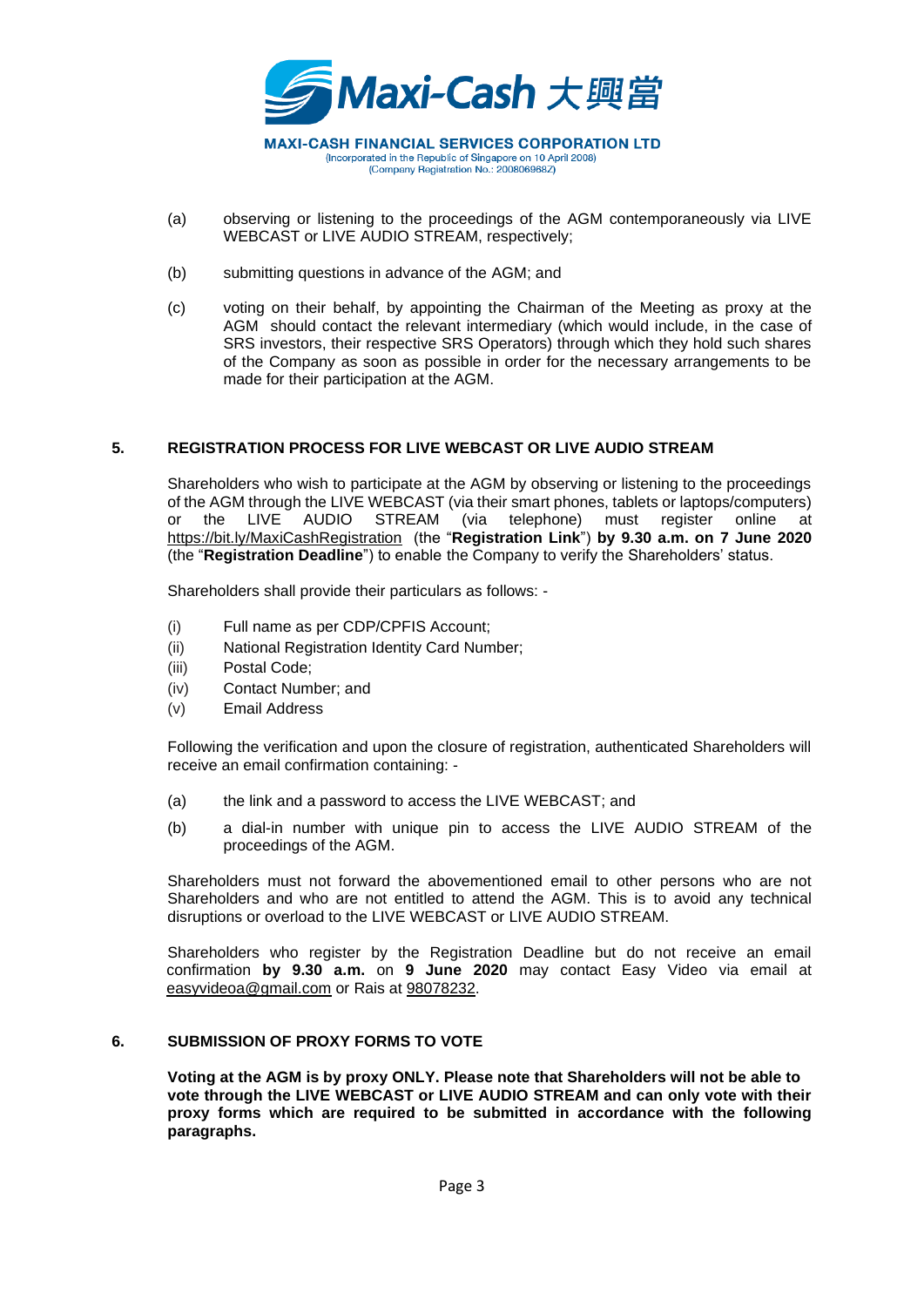(a) observing or listening to the proceedings of the AGM contemporaneously via LIVE WEBCAST or LIVE AUDIO STREAM, respectively;

(b) submitting questions in advance of the AGM; and

(c) voting on their behalf, by appointing the Chairman of the Meeting as proxy at the AGM should contact the relevant intermediary (which would include, in the case of SRS investors, their respective SRS Operators) through which they hold such shares of the Company as soon as possible in order for the necessary arrangements to be made for their participation at the AGM.

## 5. REGISTRATION PROCESS FOR LIVE WEBCAST OR LIVE AUDIO STREAM

Shareholders who wish to participate at the AGM by observing or listening to the proceedings of the AGM through the LIVE WEBCAST (via their smart phones, tablets or laptops/computers) or the LIVE AUDIO STREAM (via telephone) must register online at https://bit.ly/MaxiCashRegistration (the "**Registration Link**") **by 9.30 a.m. on 7 June 2020** (the "**Registration Deadline**") to enable the Company to verify the Shareholders' status.

Shareholders shall provide their particulars as follows: -

(i) Full name as per CDP/CPFIS Account;
(ii) National Registration Identity Card Number;
(iii) Postal Code;
(iv) Contact Number; and
(v) Email Address

Following the verification and upon the closure of registration, authenticated Shareholders will receive an email confirmation containing: -

(a) the link and a password to access the LIVE WEBCAST; and

(b) a dial-in number with unique pin to access the LIVE AUDIO STREAM of the proceedings of the AGM.

Shareholders must not forward the abovementioned email to other persons who are not Shareholders and who are not entitled to attend the AGM. This is to avoid any technical disruptions or overload to the LIVE WEBCAST or LIVE AUDIO STREAM.

Shareholders who register by the Registration Deadline but do not receive an email confirmation **by 9.30 a.m.** on **9 June 2020** may contact Easy Video via email at easyvideoa@gmail.com or Rais at 98078232.

## 6. SUBMISSION OF PROXY FORMS TO VOTE

**Voting at the AGM is by proxy ONLY. Please note that Shareholders will not be able to vote through the LIVE WEBCAST or LIVE AUDIO STREAM and can only vote with their proxy forms which are required to be submitted in accordance with the following paragraphs.**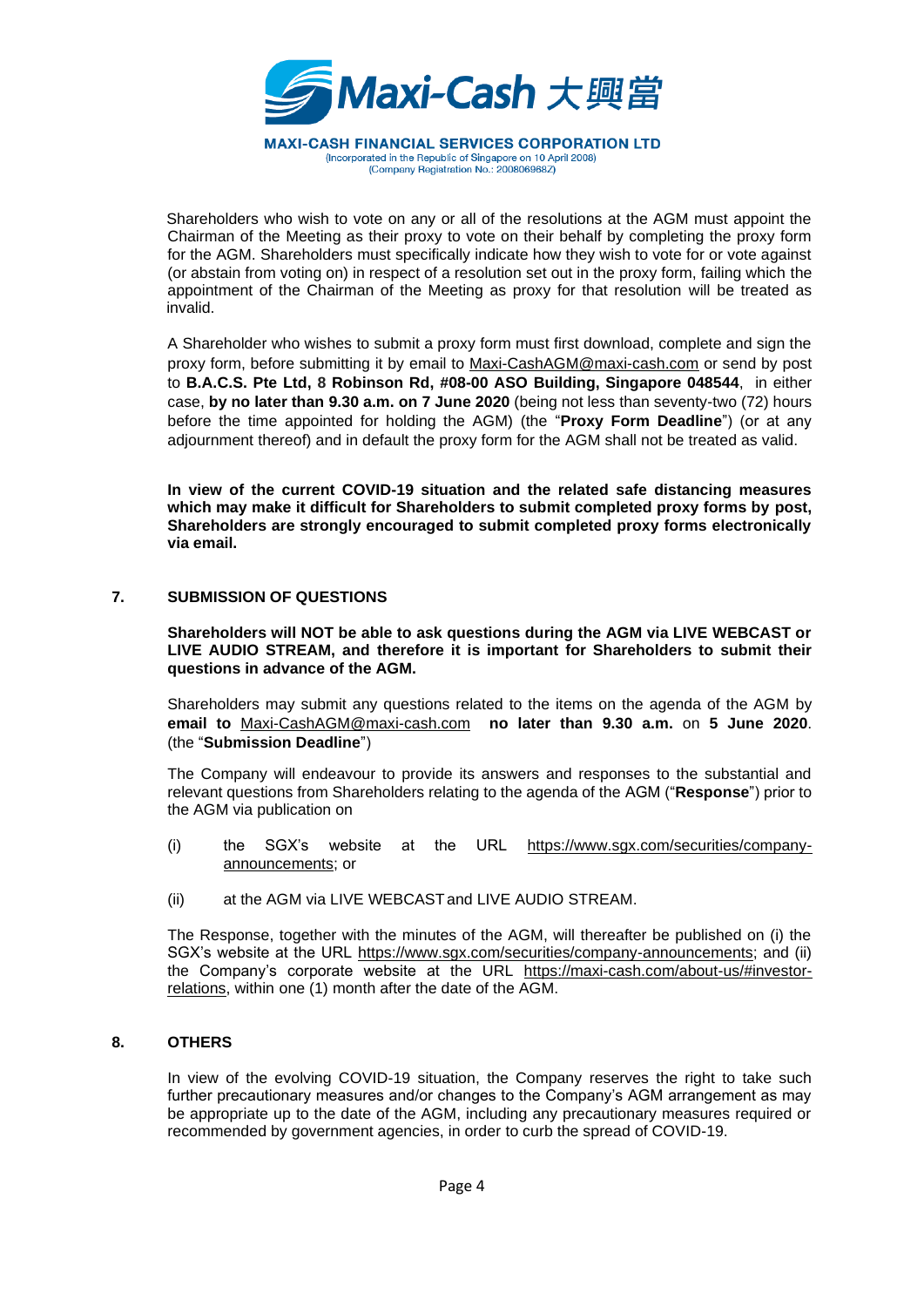Shareholders who wish to vote on any or all of the resolutions at the AGM must appoint the Chairman of the Meeting as their proxy to vote on their behalf by completing the proxy form for the AGM. Shareholders must specifically indicate how they wish to vote for or vote against (or abstain from voting on) in respect of a resolution set out in the proxy form, failing which the appointment of the Chairman of the Meeting as proxy for that resolution will be treated as invalid.

A Shareholder who wishes to submit a proxy form must first download, complete and sign the proxy form, before submitting it by email to Maxi-CashAGM@maxi-cash.com or send by post to **B.A.C.S. Pte Ltd, 8 Robinson Rd, #08-00 ASO Building, Singapore 048544**, in either case, **by no later than 9.30 a.m. on 7 June 2020** (being not less than seventy-two (72) hours before the time appointed for holding the AGM) (the "**Proxy Form Deadline**") (or at any adjournment thereof) and in default the proxy form for the AGM shall not be treated as valid.

**In view of the current COVID-19 situation and the related safe distancing measures which may make it difficult for Shareholders to submit completed proxy forms by post, Shareholders are strongly encouraged to submit completed proxy forms electronically via email.**

## 7. SUBMISSION OF QUESTIONS

**Shareholders will NOT be able to ask questions during the AGM via LIVE WEBCAST or LIVE AUDIO STREAM, and therefore it is important for Shareholders to submit their questions in advance of the AGM.**

Shareholders may submit any questions related to the items on the agenda of the AGM by **email to** Maxi-CashAGM@maxi-cash.com **no later than 9.30 a.m.** on **5 June 2020**. (the "**Submission Deadline**")

The Company will endeavour to provide its answers and responses to the substantial and relevant questions from Shareholders relating to the agenda of the AGM ("**Response**") prior to the AGM via publication on

(i) the SGX's website at the URL https://www.sgx.com/securities/company-announcements; or

(ii) at the AGM via LIVE WEBCAST and LIVE AUDIO STREAM.

The Response, together with the minutes of the AGM, will thereafter be published on (i) the SGX's website at the URL https://www.sgx.com/securities/company-announcements; and (ii) the Company's corporate website at the URL https://maxi-cash.com/about-us/#investor-relations, within one (1) month after the date of the AGM.

## 8. OTHERS

In view of the evolving COVID-19 situation, the Company reserves the right to take such further precautionary measures and/or changes to the Company's AGM arrangement as may be appropriate up to the date of the AGM, including any precautionary measures required or recommended by government agencies, in order to curb the spread of COVID-19.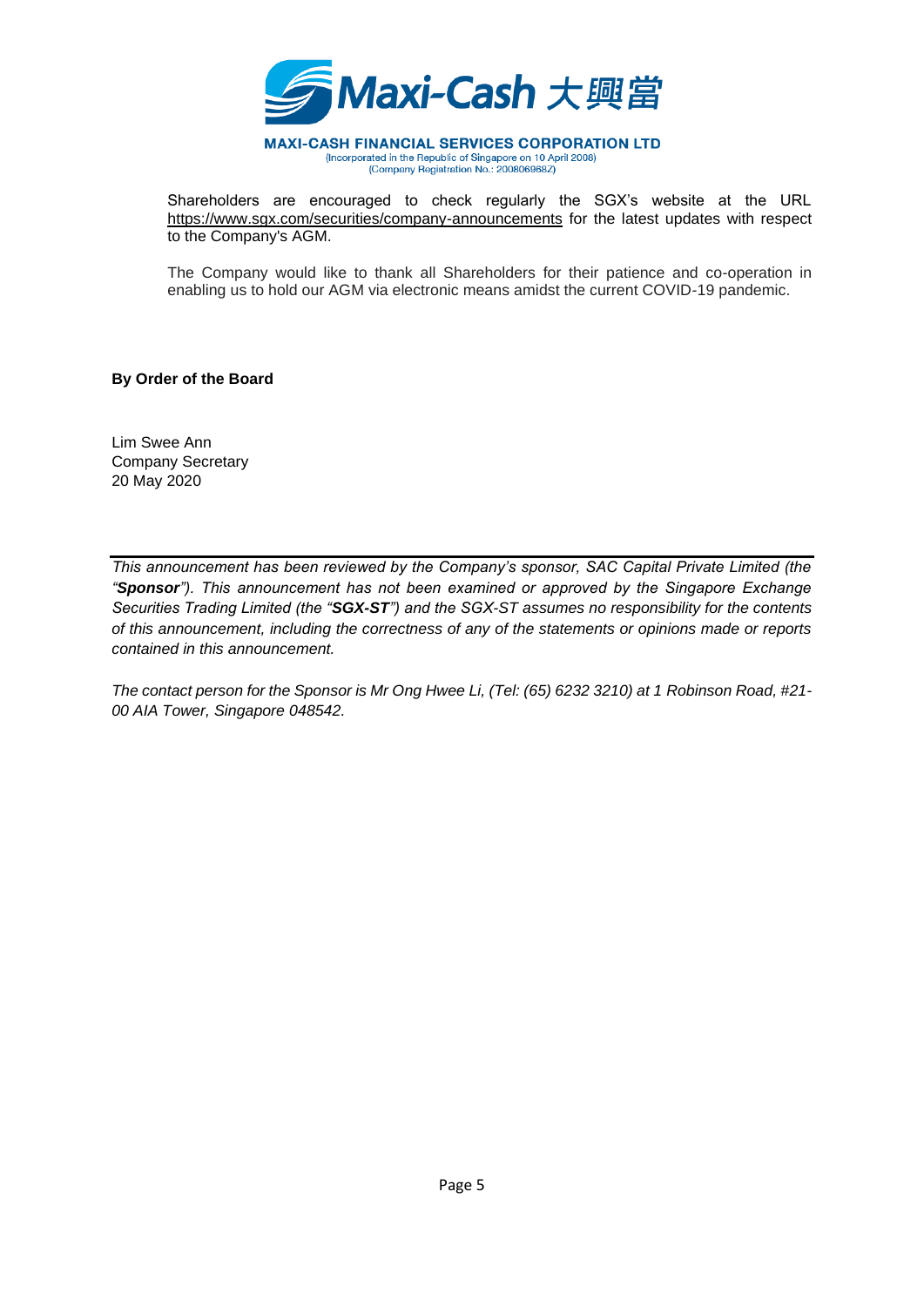**MAXI-CASH FINANCIAL SERVICES CORPORATION LTD**
(Incorporated in the Republic of Singapore on 10 April 2008)
(Company Registration No.: 200806968Z)

Shareholders are encouraged to check regularly the SGX's website at the URL https://www.sgx.com/securities/company-announcements for the latest updates with respect to the Company's AGM.

The Company would like to thank all Shareholders for their patience and co-operation in enabling us to hold our AGM via electronic means amidst the current COVID-19 pandemic.

**By Order of the Board**

Lim Swee Ann
Company Secretary
20 May 2020

---

*This announcement has been reviewed by the Company's sponsor, SAC Capital Private Limited (the "**Sponsor**"). This announcement has not been examined or approved by the Singapore Exchange Securities Trading Limited (the "**SGX-ST**") and the SGX-ST assumes no responsibility for the contents of this announcement, including the correctness of any of the statements or opinions made or reports contained in this announcement.*

*The contact person for the Sponsor is Mr Ong Hwee Li, (Tel: (65) 6232 3210) at 1 Robinson Road, #21-00 AIA Tower, Singapore 048542.*